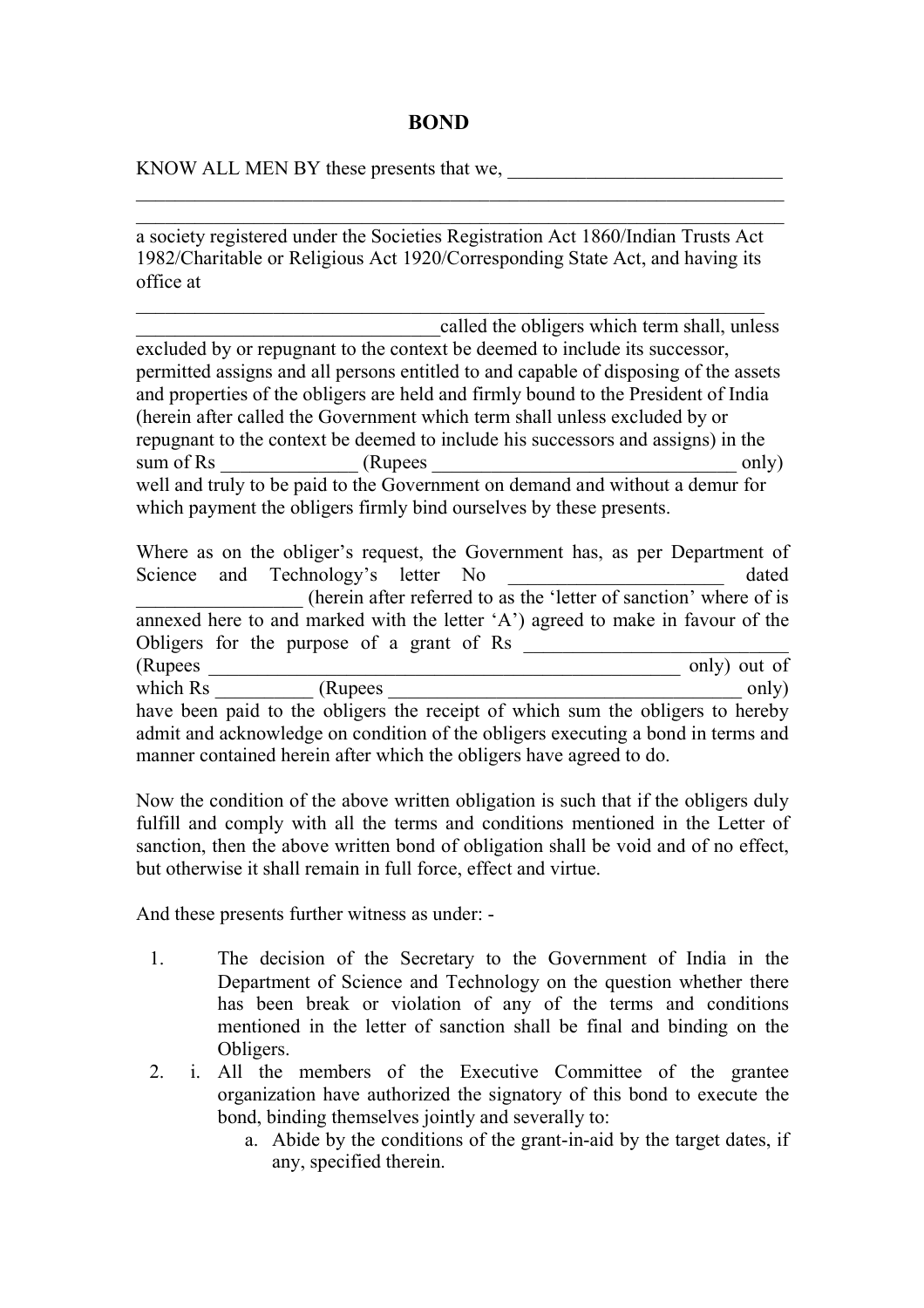# BOND

KNOW ALL MEN BY these presents that we, ______________________________
________________________________________________________________________
________________________________________________________________________
a society registered under the Societies Registration Act 1860/Indian Trusts Act 1982/Charitable or Religious Act 1920/Corresponding State Act, and having its office at
______________________________________________________________________
________________________________called the obligers which term shall, unless excluded by or repugnant to the context be deemed to include its successor, permitted assigns and all persons entitled to and capable of disposing of the assets and properties of the obligers are held and firmly bound to the President of India (herein after called the Government which term shall unless excluded by or repugnant to the context be deemed to include his successors and assigns) in the sum of Rs ______________ (Rupees ________________________________ only) well and truly to be paid to the Government on demand and without a demur for which payment the obligers firmly bind ourselves by these presents.

Where as on the obliger's request, the Government has, as per Department of Science and Technology's letter No ______________________ dated _________________ (herein after referred to as the 'letter of sanction' where of is annexed here to and marked with the letter 'A') agreed to make in favour of the Obligers for the purpose of a grant of Rs ____________________________ (Rupees ___________________________________________________ only) out of which Rs __________ (Rupees _____________________________________ only) have been paid to the obligers the receipt of which sum the obligers to hereby admit and acknowledge on condition of the obligers executing a bond in terms and manner contained herein after which the obligers have agreed to do.

Now the condition of the above written obligation is such that if the obligers duly fulfill and comply with all the terms and conditions mentioned in the Letter of sanction, then the above written bond of obligation shall be void and of no effect, but otherwise it shall remain in full force, effect and virtue.

And these presents further witness as under: -

1. The decision of the Secretary to the Government of India in the Department of Science and Technology on the question whether there has been break or violation of any of the terms and conditions mentioned in the letter of sanction shall be final and binding on the Obligers.
2. i. All the members of the Executive Committee of the grantee organization have authorized the signatory of this bond to execute the bond, binding themselves jointly and severally to:
    a. Abide by the conditions of the grant-in-aid by the target dates, if any, specified therein.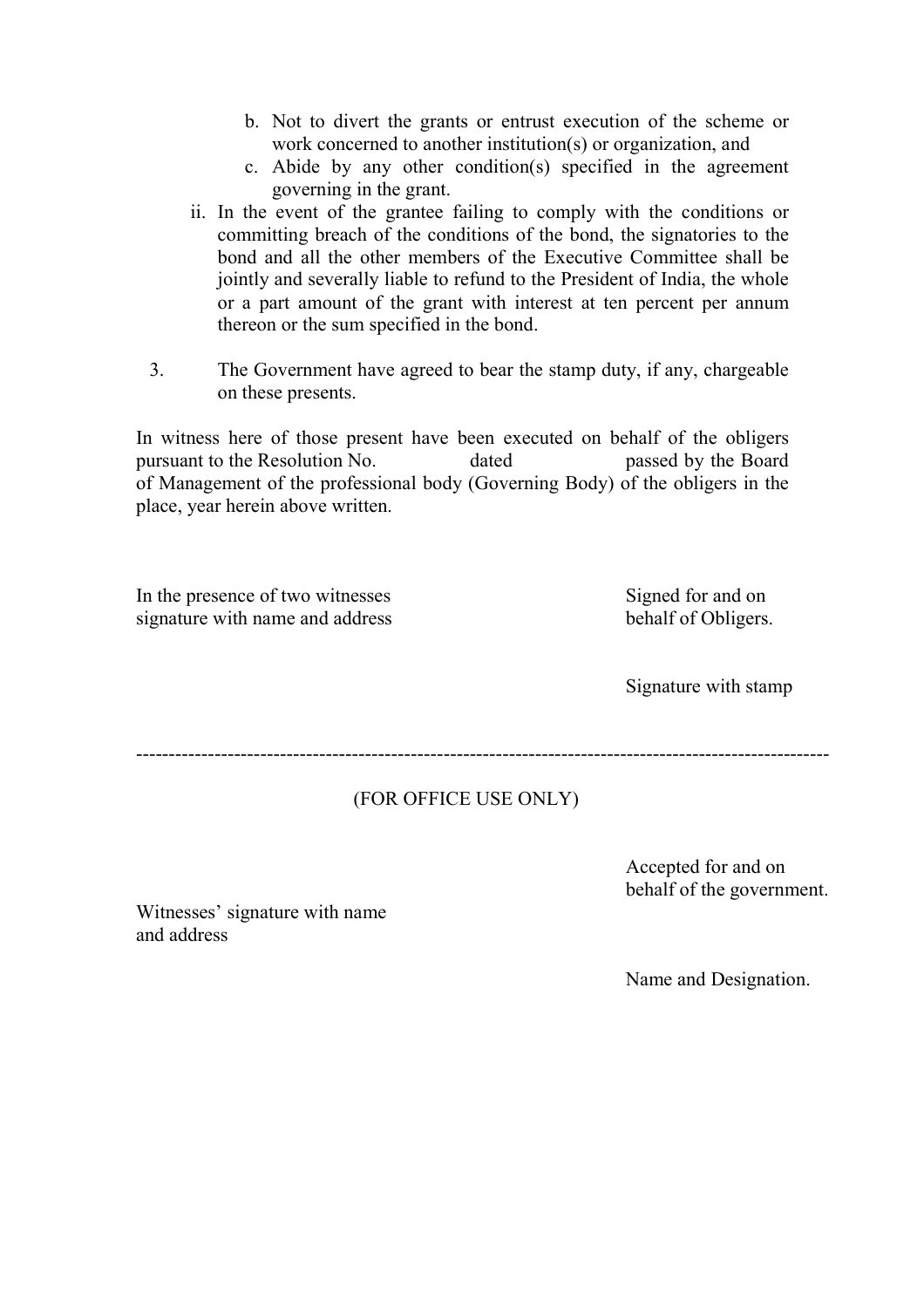b. Not to divert the grants or entrust execution of the scheme or work concerned to another institution(s) or organization, and
c. Abide by any other condition(s) specified in the agreement governing in the grant.

ii. In the event of the grantee failing to comply with the conditions or committing breach of the conditions of the bond, the signatories to the bond and all the other members of the Executive Committee shall be jointly and severally liable to refund to the President of India, the whole or a part amount of the grant with interest at ten percent per annum thereon or the sum specified in the bond.

3. The Government have agreed to bear the stamp duty, if any, chargeable on these presents.

In witness here of those present have been executed on behalf of the obligers pursuant to the Resolution No. dated passed by the Board of Management of the professional body (Governing Body) of the obligers in the place, year herein above written.

In the presence of two witnesses signature with name and address

Signed for and on behalf of Obligers.

Signature with stamp

---

(FOR OFFICE USE ONLY)

Accepted for and on behalf of the government.

Witnesses' signature with name and address

Name and Designation.